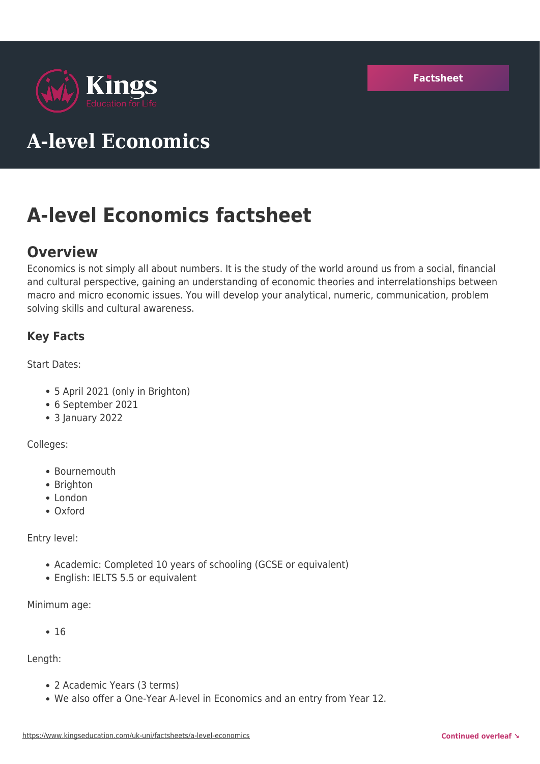Factsheet

# A-level Economics

# A-level Economics factsheet

## Overview

Economics is not simply all about numbers. It is the study of the world around us from a social, financial and cultural perspective, gaining an understanding of economic theories and interrelationships between macro and micro economic issues. You will develop your analytical, numeric, communication, problem solving skills and cultural awareness.

### Key Facts

Start Dates:

- 5 April 2021 (only in Brighton)
- 6 September 2021
- 3 January 2022

Colleges:

- Bournemouth
- Brighton
- London
- Oxford

Entry level:

- Academic: Completed 10 years of schooling (GCSE or equivalent)
- English: IELTS 5.5 or equivalent

Minimum age:

- 16

Length:

- 2 Academic Years (3 terms)
- We also offer a One-Year A-level in Economics and an entry from Year 12.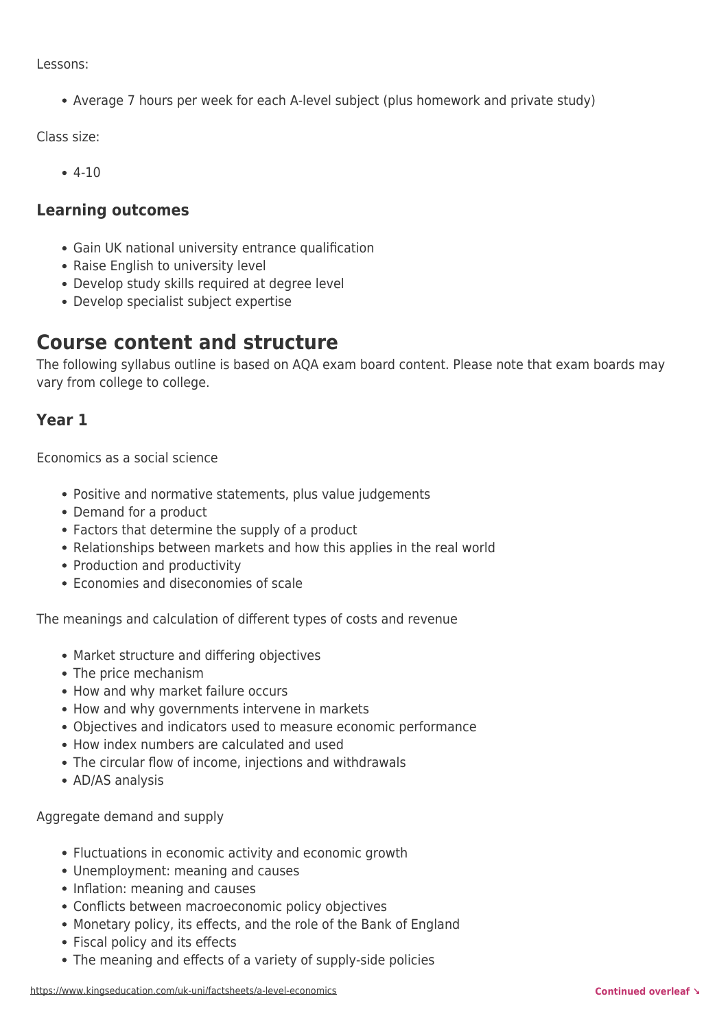Lessons:

- Average 7 hours per week for each A-level subject (plus homework and private study)

Class size:

- 4-10

### Learning outcomes

- Gain UK national university entrance qualification
- Raise English to university level
- Develop study skills required at degree level
- Develop specialist subject expertise

## Course content and structure

The following syllabus outline is based on AQA exam board content. Please note that exam boards may vary from college to college.

### Year 1

Economics as a social science

- Positive and normative statements, plus value judgements
- Demand for a product
- Factors that determine the supply of a product
- Relationships between markets and how this applies in the real world
- Production and productivity
- Economies and diseconomies of scale

The meanings and calculation of different types of costs and revenue

- Market structure and differing objectives
- The price mechanism
- How and why market failure occurs
- How and why governments intervene in markets
- Objectives and indicators used to measure economic performance
- How index numbers are calculated and used
- The circular flow of income, injections and withdrawals
- AD/AS analysis

Aggregate demand and supply

- Fluctuations in economic activity and economic growth
- Unemployment: meaning and causes
- Inflation: meaning and causes
- Conflicts between macroeconomic policy objectives
- Monetary policy, its effects, and the role of the Bank of England
- Fiscal policy and its effects
- The meaning and effects of a variety of supply-side policies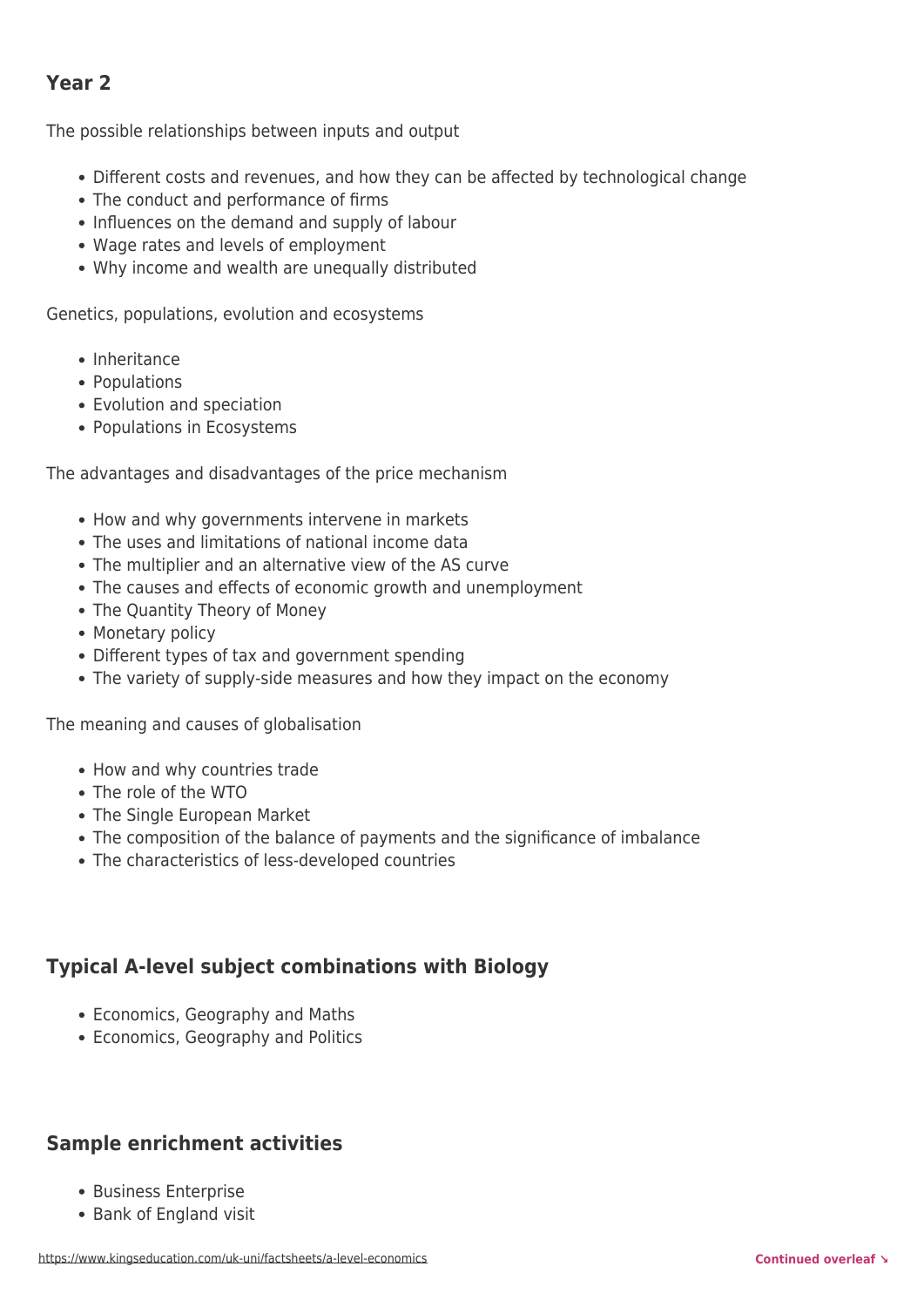## Year 2

The possible relationships between inputs and output

- Different costs and revenues, and how they can be affected by technological change
- The conduct and performance of firms
- Influences on the demand and supply of labour
- Wage rates and levels of employment
- Why income and wealth are unequally distributed

Genetics, populations, evolution and ecosystems

- Inheritance
- Populations
- Evolution and speciation
- Populations in Ecosystems

The advantages and disadvantages of the price mechanism

- How and why governments intervene in markets
- The uses and limitations of national income data
- The multiplier and an alternative view of the AS curve
- The causes and effects of economic growth and unemployment
- The Quantity Theory of Money
- Monetary policy
- Different types of tax and government spending
- The variety of supply-side measures and how they impact on the economy

The meaning and causes of globalisation

- How and why countries trade
- The role of the WTO
- The Single European Market
- The composition of the balance of payments and the significance of imbalance
- The characteristics of less-developed countries

## Typical A-level subject combinations with Biology

- Economics, Geography and Maths
- Economics, Geography and Politics

## Sample enrichment activities

- Business Enterprise
- Bank of England visit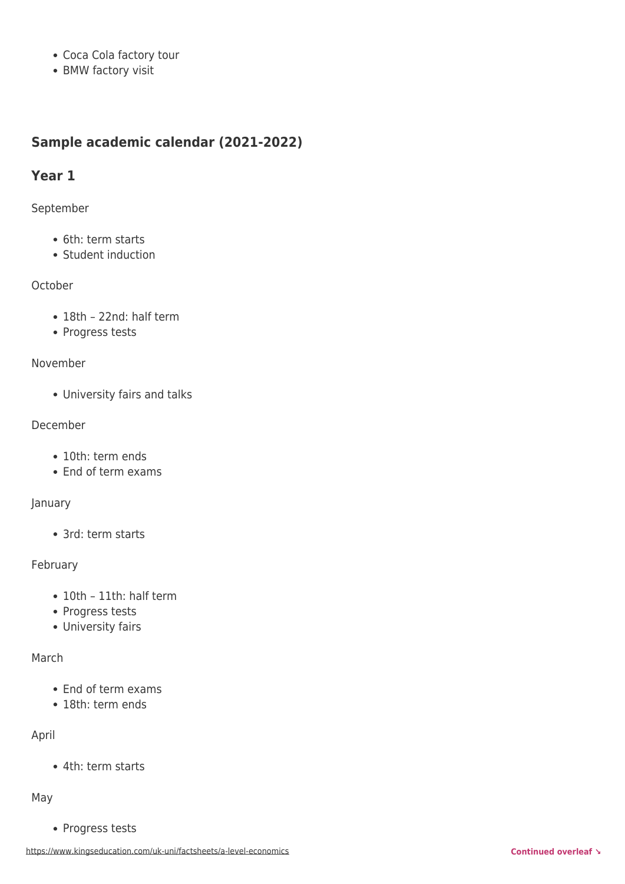- Coca Cola factory tour
- BMW factory visit

## Sample academic calendar (2021-2022)

## Year 1

September

- 6th: term starts
- Student induction

October

- 18th – 22nd: half term
- Progress tests

November

- University fairs and talks

December

- 10th: term ends
- End of term exams

January

- 3rd: term starts

February

- 10th – 11th: half term
- Progress tests
- University fairs

March

- End of term exams
- 18th: term ends

April

- 4th: term starts

May

- Progress tests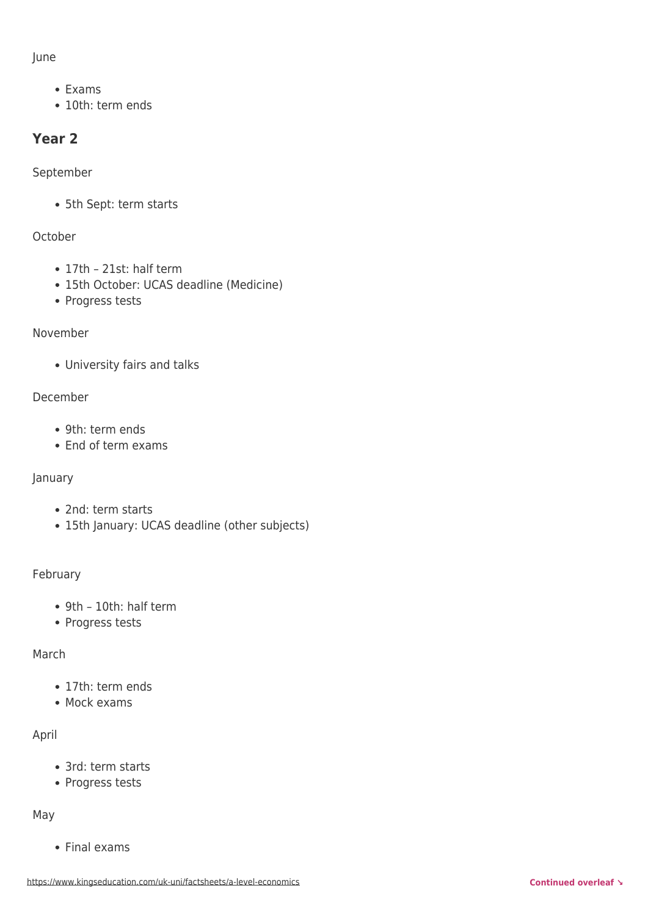June

- Exams
- 10th: term ends

## Year 2

September

- 5th Sept: term starts

October

- 17th – 21st: half term
- 15th October: UCAS deadline (Medicine)
- Progress tests

November

- University fairs and talks

December

- 9th: term ends
- End of term exams

January

- 2nd: term starts
- 15th January: UCAS deadline (other subjects)

February

- 9th – 10th: half term
- Progress tests

March

- 17th: term ends
- Mock exams

April

- 3rd: term starts
- Progress tests

May

- Final exams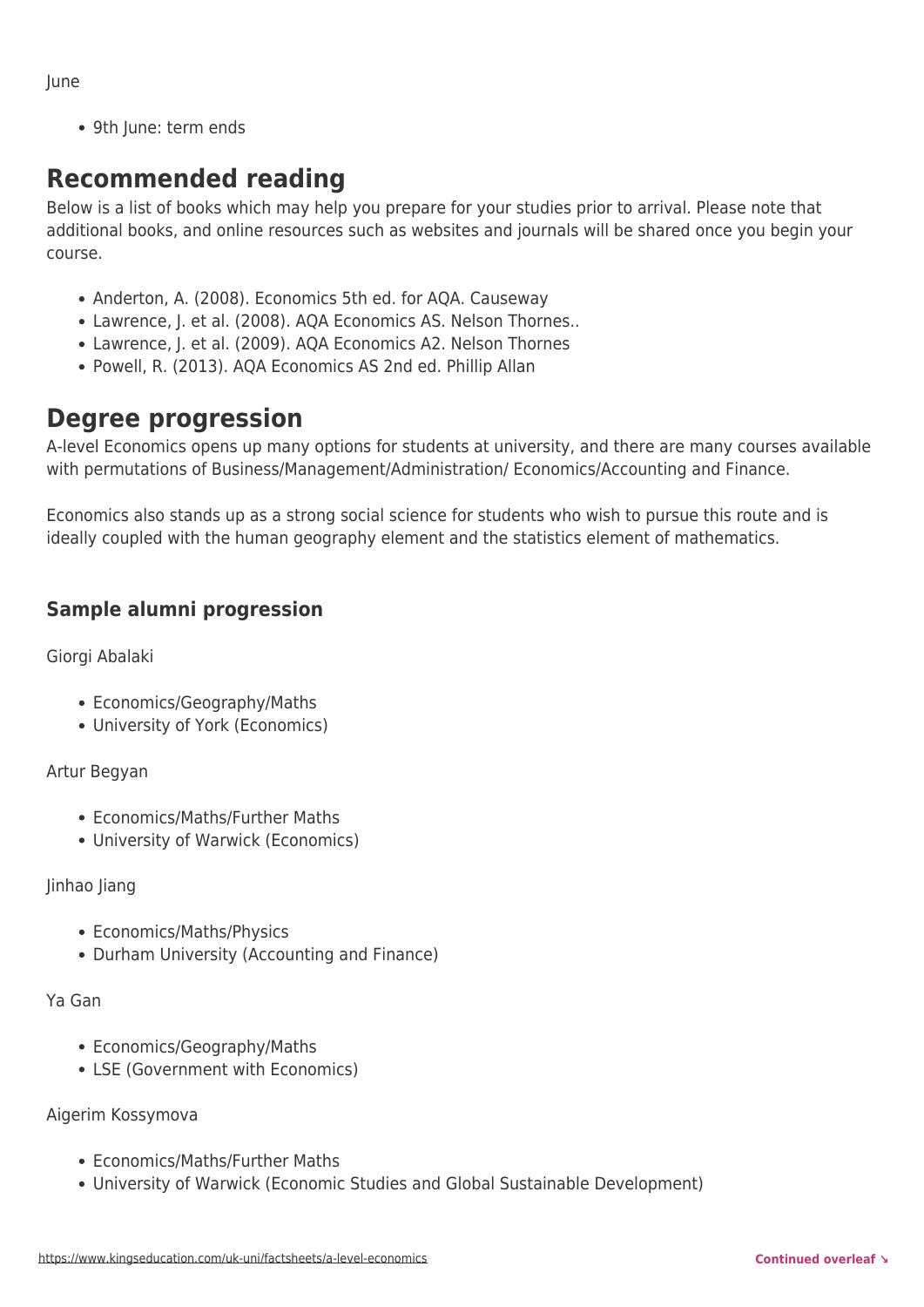June

- 9th June: term ends

## Recommended reading

Below is a list of books which may help you prepare for your studies prior to arrival. Please note that additional books, and online resources such as websites and journals will be shared once you begin your course.

- Anderton, A. (2008). Economics 5th ed. for AQA. Causeway
- Lawrence, J. et al. (2008). AQA Economics AS. Nelson Thornes..
- Lawrence, J. et al. (2009). AQA Economics A2. Nelson Thornes
- Powell, R. (2013). AQA Economics AS 2nd ed. Phillip Allan

## Degree progression

A-level Economics opens up many options for students at university, and there are many courses available with permutations of Business/Management/Administration/ Economics/Accounting and Finance.

Economics also stands up as a strong social science for students who wish to pursue this route and is ideally coupled with the human geography element and the statistics element of mathematics.

### Sample alumni progression

Giorgi Abalaki

- Economics/Geography/Maths
- University of York (Economics)

Artur Begyan

- Economics/Maths/Further Maths
- University of Warwick (Economics)

Jinhao Jiang

- Economics/Maths/Physics
- Durham University (Accounting and Finance)

Ya Gan

- Economics/Geography/Maths
- LSE (Government with Economics)

Aigerim Kossymova

- Economics/Maths/Further Maths
- University of Warwick (Economic Studies and Global Sustainable Development)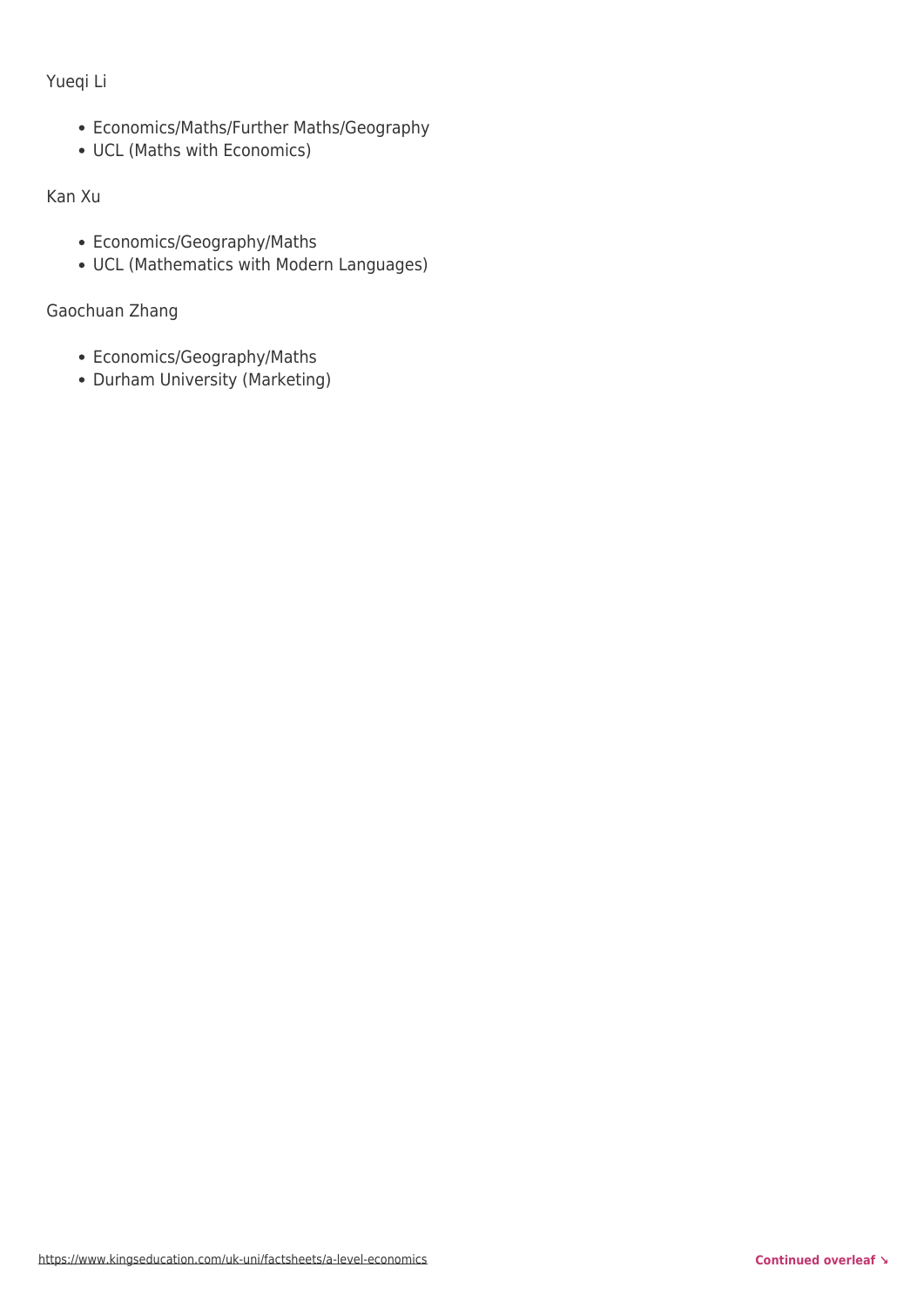Yueqi Li

- Economics/Maths/Further Maths/Geography
- UCL (Maths with Economics)

Kan Xu

- Economics/Geography/Maths
- UCL (Mathematics with Modern Languages)

Gaochuan Zhang

- Economics/Geography/Maths
- Durham University (Marketing)